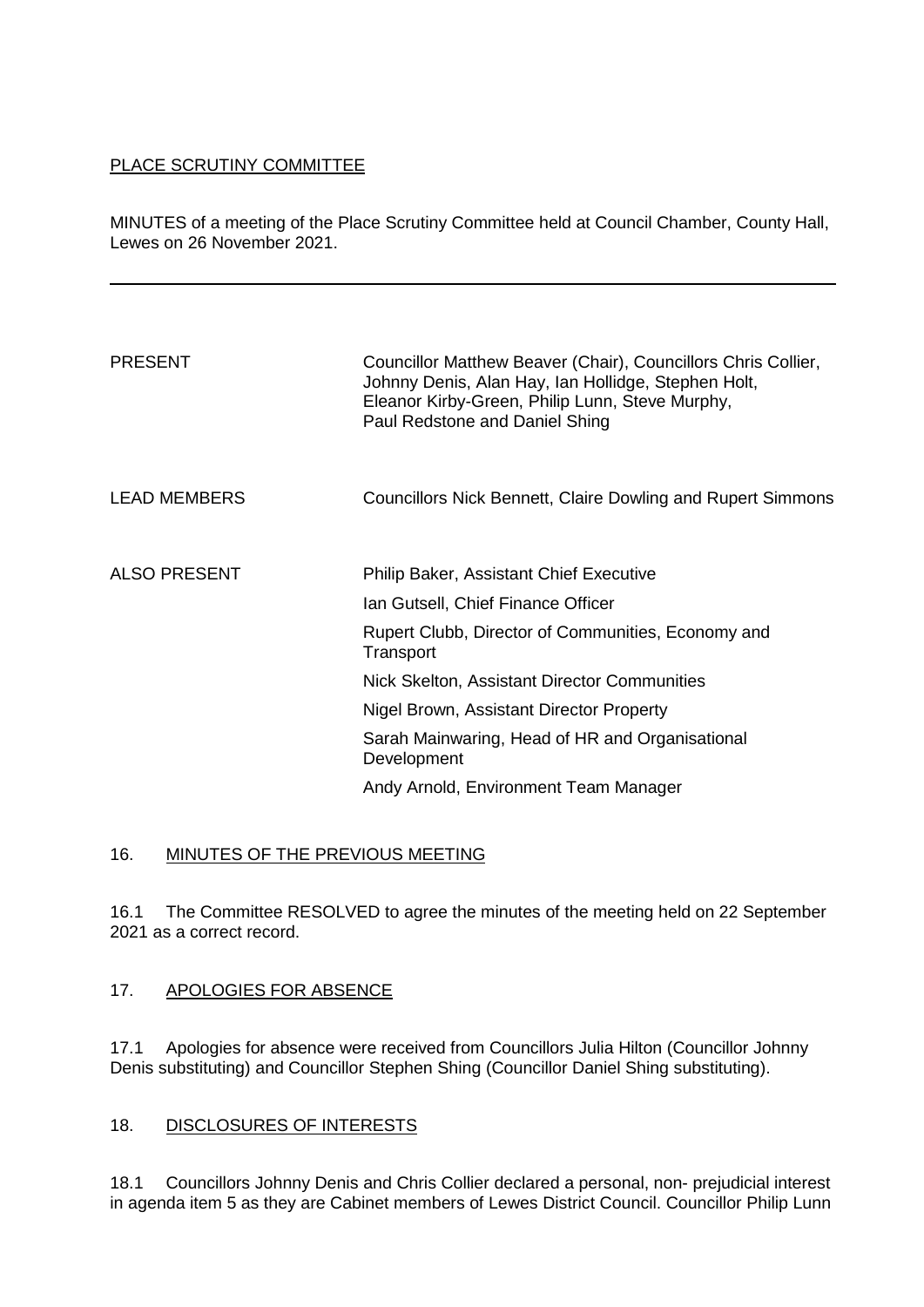PLACE SCRUTINY COMMITTEE

MINUTES of a meeting of the Place Scrutiny Committee held at Council Chamber, County Hall, Lewes on 26 November 2021.

---

| | |
|---|---|
| PRESENT | Councillor Matthew Beaver (Chair), Councillors Chris Collier, Johnny Denis, Alan Hay, Ian Hollidge, Stephen Holt, Eleanor Kirby-Green, Philip Lunn, Steve Murphy, Paul Redstone and Daniel Shing |
| LEAD MEMBERS | Councillors Nick Bennett, Claire Dowling and Rupert Simmons |
| ALSO PRESENT | Philip Baker, Assistant Chief Executive<br>Ian Gutsell, Chief Finance Officer<br>Rupert Clubb, Director of Communities, Economy and Transport<br>Nick Skelton, Assistant Director Communities<br>Nigel Brown, Assistant Director Property<br>Sarah Mainwaring, Head of HR and Organisational Development<br>Andy Arnold, Environment Team Manager |

16. MINUTES OF THE PREVIOUS MEETING

16.1 The Committee RESOLVED to agree the minutes of the meeting held on 22 September 2021 as a correct record.

17. APOLOGIES FOR ABSENCE

17.1 Apologies for absence were received from Councillors Julia Hilton (Councillor Johnny Denis substituting) and Councillor Stephen Shing (Councillor Daniel Shing substituting).

18. DISCLOSURES OF INTERESTS

18.1 Councillors Johnny Denis and Chris Collier declared a personal, non- prejudicial interest in agenda item 5 as they are Cabinet members of Lewes District Council. Councillor Philip Lunn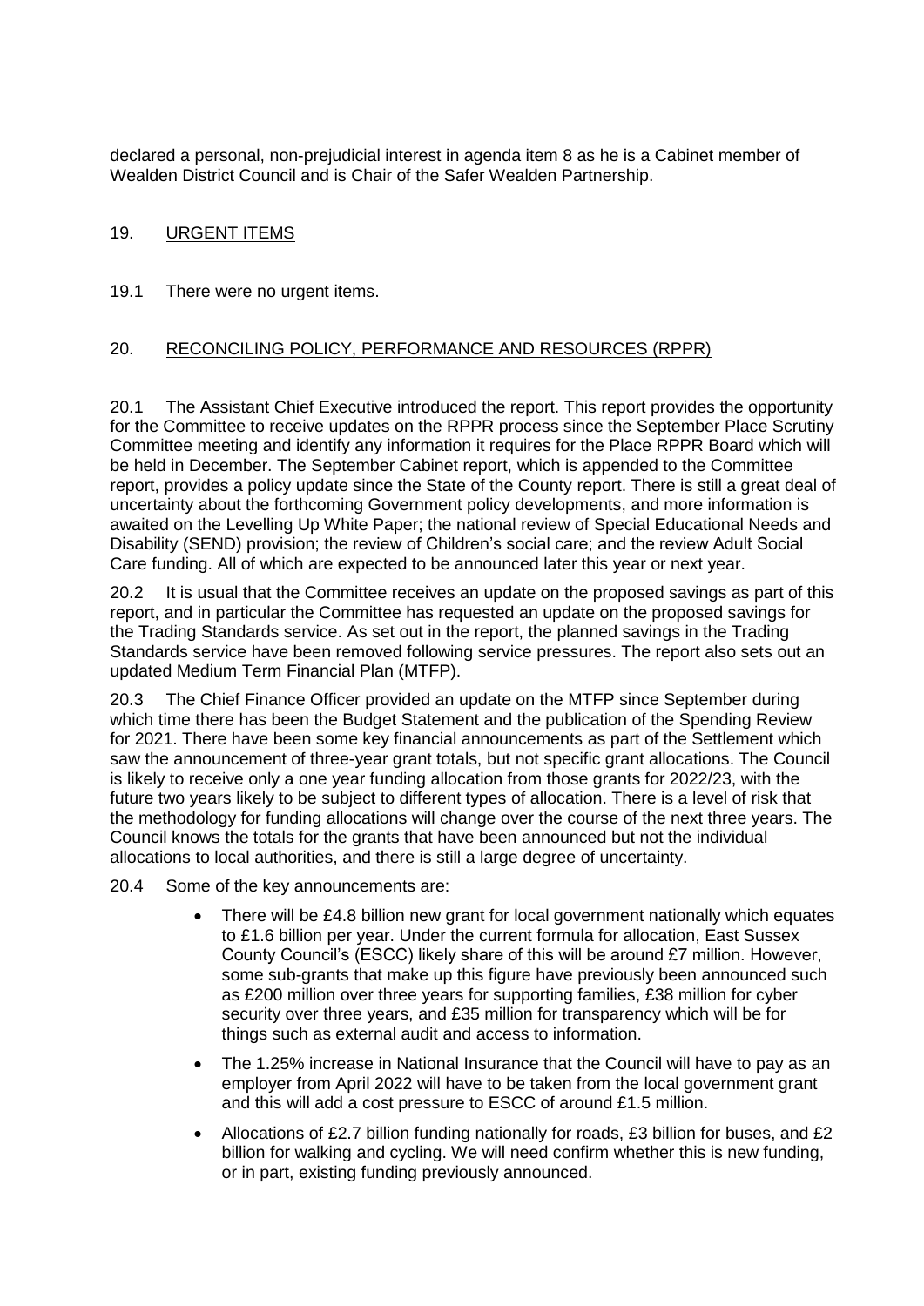declared a personal, non-prejudicial interest in agenda item 8 as he is a Cabinet member of Wealden District Council and is Chair of the Safer Wealden Partnership.

## 19. URGENT ITEMS

19.1 There were no urgent items.

## 20. RECONCILING POLICY, PERFORMANCE AND RESOURCES (RPPR)

20.1 The Assistant Chief Executive introduced the report. This report provides the opportunity for the Committee to receive updates on the RPPR process since the September Place Scrutiny Committee meeting and identify any information it requires for the Place RPPR Board which will be held in December. The September Cabinet report, which is appended to the Committee report, provides a policy update since the State of the County report. There is still a great deal of uncertainty about the forthcoming Government policy developments, and more information is awaited on the Levelling Up White Paper; the national review of Special Educational Needs and Disability (SEND) provision; the review of Children's social care; and the review Adult Social Care funding. All of which are expected to be announced later this year or next year.

20.2 It is usual that the Committee receives an update on the proposed savings as part of this report, and in particular the Committee has requested an update on the proposed savings for the Trading Standards service. As set out in the report, the planned savings in the Trading Standards service have been removed following service pressures. The report also sets out an updated Medium Term Financial Plan (MTFP).

20.3 The Chief Finance Officer provided an update on the MTFP since September during which time there has been the Budget Statement and the publication of the Spending Review for 2021. There have been some key financial announcements as part of the Settlement which saw the announcement of three-year grant totals, but not specific grant allocations. The Council is likely to receive only a one year funding allocation from those grants for 2022/23, with the future two years likely to be subject to different types of allocation. There is a level of risk that the methodology for funding allocations will change over the course of the next three years. The Council knows the totals for the grants that have been announced but not the individual allocations to local authorities, and there is still a large degree of uncertainty.

20.4 Some of the key announcements are:

- There will be £4.8 billion new grant for local government nationally which equates to £1.6 billion per year. Under the current formula for allocation, East Sussex County Council's (ESCC) likely share of this will be around £7 million. However, some sub-grants that make up this figure have previously been announced such as £200 million over three years for supporting families, £38 million for cyber security over three years, and £35 million for transparency which will be for things such as external audit and access to information.
- The 1.25% increase in National Insurance that the Council will have to pay as an employer from April 2022 will have to be taken from the local government grant and this will add a cost pressure to ESCC of around £1.5 million.
- Allocations of £2.7 billion funding nationally for roads, £3 billion for buses, and £2 billion for walking and cycling. We will need confirm whether this is new funding, or in part, existing funding previously announced.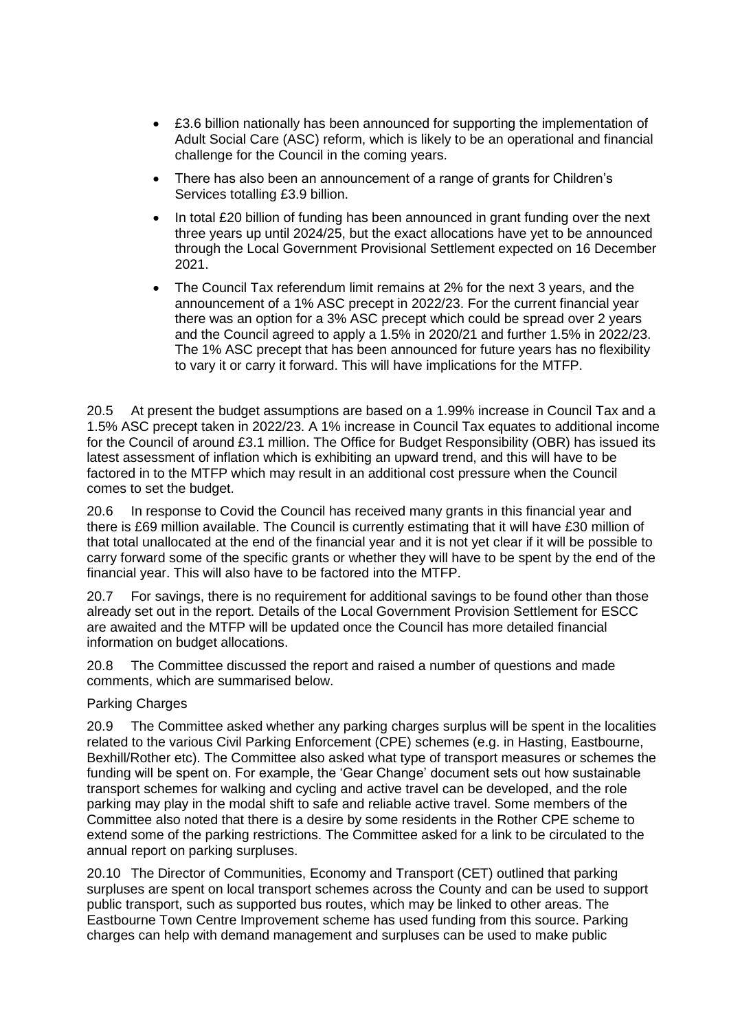- £3.6 billion nationally has been announced for supporting the implementation of Adult Social Care (ASC) reform, which is likely to be an operational and financial challenge for the Council in the coming years.
- There has also been an announcement of a range of grants for Children's Services totalling £3.9 billion.
- In total £20 billion of funding has been announced in grant funding over the next three years up until 2024/25, but the exact allocations have yet to be announced through the Local Government Provisional Settlement expected on 16 December 2021.
- The Council Tax referendum limit remains at 2% for the next 3 years, and the announcement of a 1% ASC precept in 2022/23. For the current financial year there was an option for a 3% ASC precept which could be spread over 2 years and the Council agreed to apply a 1.5% in 2020/21 and further 1.5% in 2022/23. The 1% ASC precept that has been announced for future years has no flexibility to vary it or carry it forward. This will have implications for the MTFP.

20.5 At present the budget assumptions are based on a 1.99% increase in Council Tax and a 1.5% ASC precept taken in 2022/23. A 1% increase in Council Tax equates to additional income for the Council of around £3.1 million. The Office for Budget Responsibility (OBR) has issued its latest assessment of inflation which is exhibiting an upward trend, and this will have to be factored in to the MTFP which may result in an additional cost pressure when the Council comes to set the budget.

20.6 In response to Covid the Council has received many grants in this financial year and there is £69 million available. The Council is currently estimating that it will have £30 million of that total unallocated at the end of the financial year and it is not yet clear if it will be possible to carry forward some of the specific grants or whether they will have to be spent by the end of the financial year. This will also have to be factored into the MTFP.

20.7 For savings, there is no requirement for additional savings to be found other than those already set out in the report. Details of the Local Government Provision Settlement for ESCC are awaited and the MTFP will be updated once the Council has more detailed financial information on budget allocations.

20.8 The Committee discussed the report and raised a number of questions and made comments, which are summarised below.

Parking Charges

20.9 The Committee asked whether any parking charges surplus will be spent in the localities related to the various Civil Parking Enforcement (CPE) schemes (e.g. in Hasting, Eastbourne, Bexhill/Rother etc). The Committee also asked what type of transport measures or schemes the funding will be spent on. For example, the 'Gear Change' document sets out how sustainable transport schemes for walking and cycling and active travel can be developed, and the role parking may play in the modal shift to safe and reliable active travel. Some members of the Committee also noted that there is a desire by some residents in the Rother CPE scheme to extend some of the parking restrictions. The Committee asked for a link to be circulated to the annual report on parking surpluses.

20.10 The Director of Communities, Economy and Transport (CET) outlined that parking surpluses are spent on local transport schemes across the County and can be used to support public transport, such as supported bus routes, which may be linked to other areas. The Eastbourne Town Centre Improvement scheme has used funding from this source. Parking charges can help with demand management and surpluses can be used to make public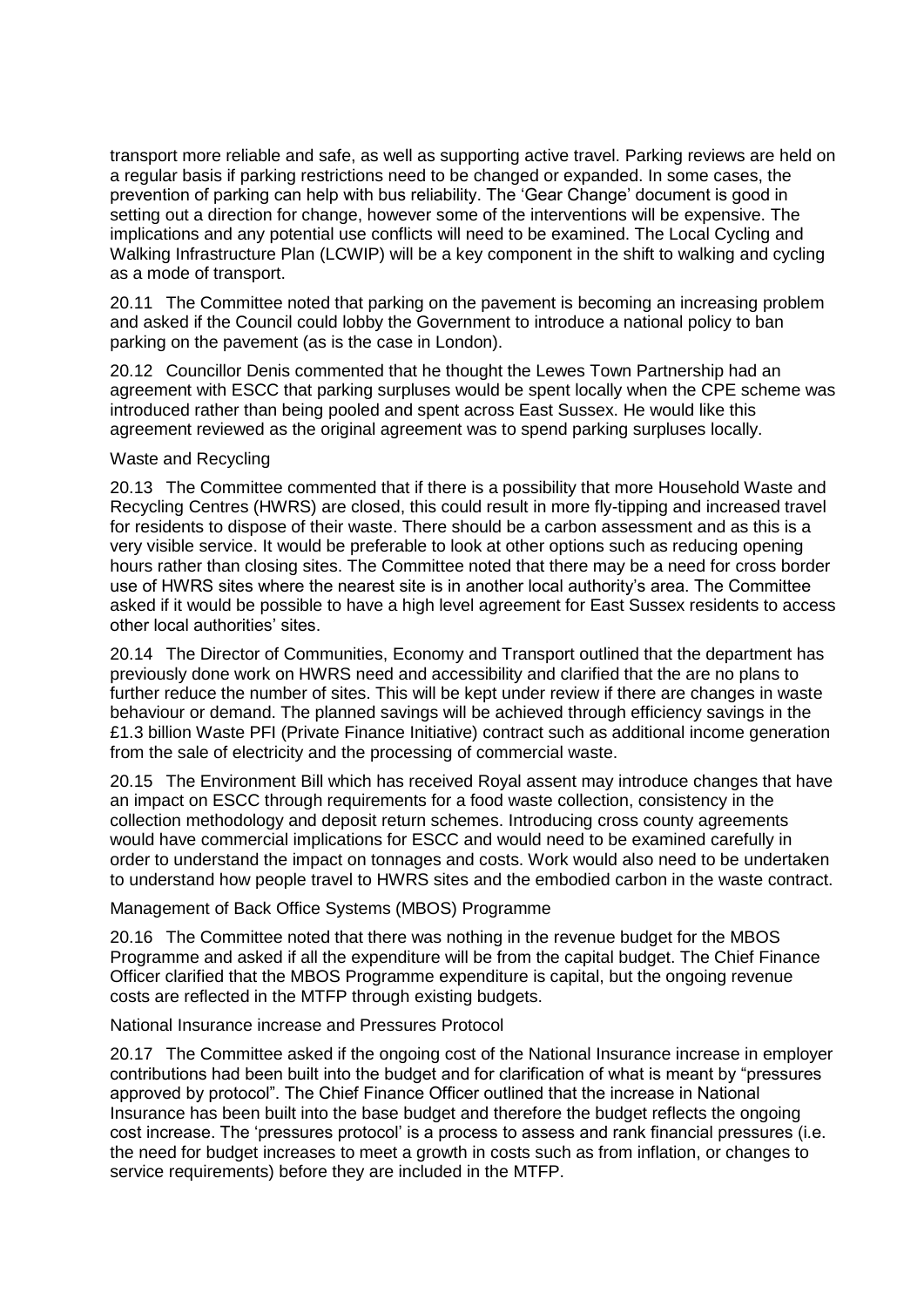transport more reliable and safe, as well as supporting active travel. Parking reviews are held on a regular basis if parking restrictions need to be changed or expanded. In some cases, the prevention of parking can help with bus reliability. The 'Gear Change' document is good in setting out a direction for change, however some of the interventions will be expensive. The implications and any potential use conflicts will need to be examined. The Local Cycling and Walking Infrastructure Plan (LCWIP) will be a key component in the shift to walking and cycling as a mode of transport.

20.11 The Committee noted that parking on the pavement is becoming an increasing problem and asked if the Council could lobby the Government to introduce a national policy to ban parking on the pavement (as is the case in London).

20.12 Councillor Denis commented that he thought the Lewes Town Partnership had an agreement with ESCC that parking surpluses would be spent locally when the CPE scheme was introduced rather than being pooled and spent across East Sussex. He would like this agreement reviewed as the original agreement was to spend parking surpluses locally.

Waste and Recycling

20.13 The Committee commented that if there is a possibility that more Household Waste and Recycling Centres (HWRS) are closed, this could result in more fly-tipping and increased travel for residents to dispose of their waste. There should be a carbon assessment and as this is a very visible service. It would be preferable to look at other options such as reducing opening hours rather than closing sites. The Committee noted that there may be a need for cross border use of HWRS sites where the nearest site is in another local authority's area. The Committee asked if it would be possible to have a high level agreement for East Sussex residents to access other local authorities' sites.

20.14 The Director of Communities, Economy and Transport outlined that the department has previously done work on HWRS need and accessibility and clarified that the are no plans to further reduce the number of sites. This will be kept under review if there are changes in waste behaviour or demand. The planned savings will be achieved through efficiency savings in the £1.3 billion Waste PFI (Private Finance Initiative) contract such as additional income generation from the sale of electricity and the processing of commercial waste.

20.15 The Environment Bill which has received Royal assent may introduce changes that have an impact on ESCC through requirements for a food waste collection, consistency in the collection methodology and deposit return schemes. Introducing cross county agreements would have commercial implications for ESCC and would need to be examined carefully in order to understand the impact on tonnages and costs. Work would also need to be undertaken to understand how people travel to HWRS sites and the embodied carbon in the waste contract.

Management of Back Office Systems (MBOS) Programme

20.16 The Committee noted that there was nothing in the revenue budget for the MBOS Programme and asked if all the expenditure will be from the capital budget. The Chief Finance Officer clarified that the MBOS Programme expenditure is capital, but the ongoing revenue costs are reflected in the MTFP through existing budgets.

National Insurance increase and Pressures Protocol

20.17 The Committee asked if the ongoing cost of the National Insurance increase in employer contributions had been built into the budget and for clarification of what is meant by "pressures approved by protocol". The Chief Finance Officer outlined that the increase in National Insurance has been built into the base budget and therefore the budget reflects the ongoing cost increase. The 'pressures protocol' is a process to assess and rank financial pressures (i.e. the need for budget increases to meet a growth in costs such as from inflation, or changes to service requirements) before they are included in the MTFP.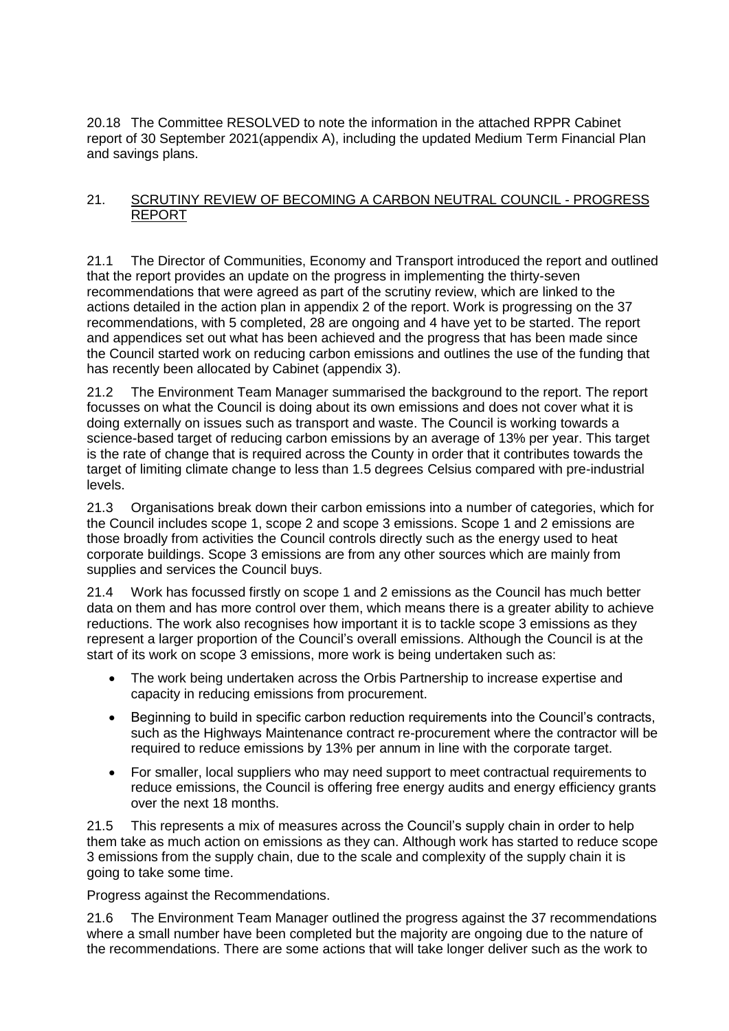20.18 The Committee RESOLVED to note the information in the attached RPPR Cabinet report of 30 September 2021(appendix A), including the updated Medium Term Financial Plan and savings plans.

## 21. SCRUTINY REVIEW OF BECOMING A CARBON NEUTRAL COUNCIL - PROGRESS REPORT

21.1 The Director of Communities, Economy and Transport introduced the report and outlined that the report provides an update on the progress in implementing the thirty-seven recommendations that were agreed as part of the scrutiny review, which are linked to the actions detailed in the action plan in appendix 2 of the report. Work is progressing on the 37 recommendations, with 5 completed, 28 are ongoing and 4 have yet to be started. The report and appendices set out what has been achieved and the progress that has been made since the Council started work on reducing carbon emissions and outlines the use of the funding that has recently been allocated by Cabinet (appendix 3).

21.2 The Environment Team Manager summarised the background to the report. The report focusses on what the Council is doing about its own emissions and does not cover what it is doing externally on issues such as transport and waste. The Council is working towards a science-based target of reducing carbon emissions by an average of 13% per year. This target is the rate of change that is required across the County in order that it contributes towards the target of limiting climate change to less than 1.5 degrees Celsius compared with pre-industrial levels.

21.3 Organisations break down their carbon emissions into a number of categories, which for the Council includes scope 1, scope 2 and scope 3 emissions. Scope 1 and 2 emissions are those broadly from activities the Council controls directly such as the energy used to heat corporate buildings. Scope 3 emissions are from any other sources which are mainly from supplies and services the Council buys.

21.4 Work has focussed firstly on scope 1 and 2 emissions as the Council has much better data on them and has more control over them, which means there is a greater ability to achieve reductions. The work also recognises how important it is to tackle scope 3 emissions as they represent a larger proportion of the Council's overall emissions. Although the Council is at the start of its work on scope 3 emissions, more work is being undertaken such as:

- The work being undertaken across the Orbis Partnership to increase expertise and capacity in reducing emissions from procurement.
- Beginning to build in specific carbon reduction requirements into the Council's contracts, such as the Highways Maintenance contract re-procurement where the contractor will be required to reduce emissions by 13% per annum in line with the corporate target.
- For smaller, local suppliers who may need support to meet contractual requirements to reduce emissions, the Council is offering free energy audits and energy efficiency grants over the next 18 months.

21.5 This represents a mix of measures across the Council's supply chain in order to help them take as much action on emissions as they can. Although work has started to reduce scope 3 emissions from the supply chain, due to the scale and complexity of the supply chain it is going to take some time.

Progress against the Recommendations.

21.6 The Environment Team Manager outlined the progress against the 37 recommendations where a small number have been completed but the majority are ongoing due to the nature of the recommendations. There are some actions that will take longer deliver such as the work to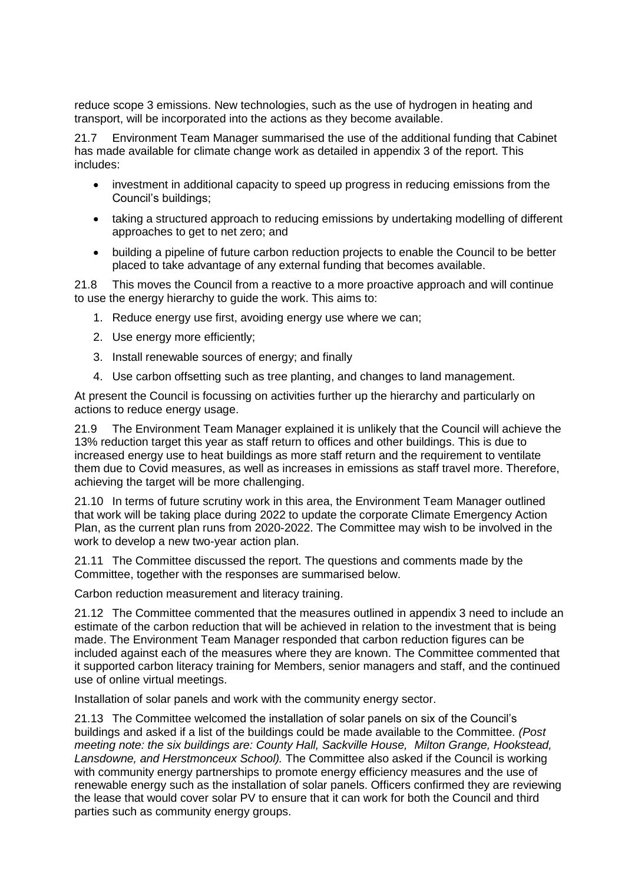reduce scope 3 emissions. New technologies, such as the use of hydrogen in heating and transport, will be incorporated into the actions as they become available.

21.7 Environment Team Manager summarised the use of the additional funding that Cabinet has made available for climate change work as detailed in appendix 3 of the report. This includes:

- investment in additional capacity to speed up progress in reducing emissions from the Council's buildings;
- taking a structured approach to reducing emissions by undertaking modelling of different approaches to get to net zero; and
- building a pipeline of future carbon reduction projects to enable the Council to be better placed to take advantage of any external funding that becomes available.

21.8 This moves the Council from a reactive to a more proactive approach and will continue to use the energy hierarchy to guide the work. This aims to:

1. Reduce energy use first, avoiding energy use where we can;
2. Use energy more efficiently;
3. Install renewable sources of energy; and finally
4. Use carbon offsetting such as tree planting, and changes to land management.

At present the Council is focussing on activities further up the hierarchy and particularly on actions to reduce energy usage.

21.9 The Environment Team Manager explained it is unlikely that the Council will achieve the 13% reduction target this year as staff return to offices and other buildings. This is due to increased energy use to heat buildings as more staff return and the requirement to ventilate them due to Covid measures, as well as increases in emissions as staff travel more. Therefore, achieving the target will be more challenging.

21.10 In terms of future scrutiny work in this area, the Environment Team Manager outlined that work will be taking place during 2022 to update the corporate Climate Emergency Action Plan, as the current plan runs from 2020-2022. The Committee may wish to be involved in the work to develop a new two-year action plan.

21.11 The Committee discussed the report. The questions and comments made by the Committee, together with the responses are summarised below.

Carbon reduction measurement and literacy training.

21.12 The Committee commented that the measures outlined in appendix 3 need to include an estimate of the carbon reduction that will be achieved in relation to the investment that is being made. The Environment Team Manager responded that carbon reduction figures can be included against each of the measures where they are known. The Committee commented that it supported carbon literacy training for Members, senior managers and staff, and the continued use of online virtual meetings.

Installation of solar panels and work with the community energy sector.

21.13 The Committee welcomed the installation of solar panels on six of the Council's buildings and asked if a list of the buildings could be made available to the Committee. *(Post meeting note: the six buildings are: County Hall, Sackville House, Milton Grange, Hookstead, Lansdowne, and Herstmonceux School).* The Committee also asked if the Council is working with community energy partnerships to promote energy efficiency measures and the use of renewable energy such as the installation of solar panels. Officers confirmed they are reviewing the lease that would cover solar PV to ensure that it can work for both the Council and third parties such as community energy groups.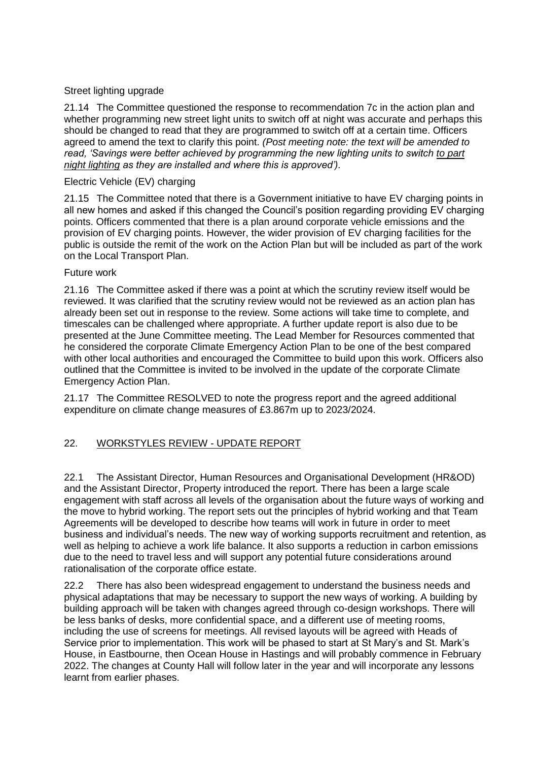Street lighting upgrade

21.14 The Committee questioned the response to recommendation 7c in the action plan and whether programming new street light units to switch off at night was accurate and perhaps this should be changed to read that they are programmed to switch off at a certain time. Officers agreed to amend the text to clarify this point. *(Post meeting note: the text will be amended to read, 'Savings were better achieved by programming the new lighting units to switch <u>to part night lighting</u> as they are installed and where this is approved').*

Electric Vehicle (EV) charging

21.15 The Committee noted that there is a Government initiative to have EV charging points in all new homes and asked if this changed the Council's position regarding providing EV charging points. Officers commented that there is a plan around corporate vehicle emissions and the provision of EV charging points. However, the wider provision of EV charging facilities for the public is outside the remit of the work on the Action Plan but will be included as part of the work on the Local Transport Plan.

Future work

21.16 The Committee asked if there was a point at which the scrutiny review itself would be reviewed. It was clarified that the scrutiny review would not be reviewed as an action plan has already been set out in response to the review. Some actions will take time to complete, and timescales can be challenged where appropriate. A further update report is also due to be presented at the June Committee meeting. The Lead Member for Resources commented that he considered the corporate Climate Emergency Action Plan to be one of the best compared with other local authorities and encouraged the Committee to build upon this work. Officers also outlined that the Committee is invited to be involved in the update of the corporate Climate Emergency Action Plan.

21.17 The Committee RESOLVED to note the progress report and the agreed additional expenditure on climate change measures of £3.867m up to 2023/2024.

## 22. <u>WORKSTYLES REVIEW - UPDATE REPORT</u>

22.1 The Assistant Director, Human Resources and Organisational Development (HR&OD) and the Assistant Director, Property introduced the report. There has been a large scale engagement with staff across all levels of the organisation about the future ways of working and the move to hybrid working. The report sets out the principles of hybrid working and that Team Agreements will be developed to describe how teams will work in future in order to meet business and individual's needs. The new way of working supports recruitment and retention, as well as helping to achieve a work life balance. It also supports a reduction in carbon emissions due to the need to travel less and will support any potential future considerations around rationalisation of the corporate office estate.

22.2 There has also been widespread engagement to understand the business needs and physical adaptations that may be necessary to support the new ways of working. A building by building approach will be taken with changes agreed through co-design workshops. There will be less banks of desks, more confidential space, and a different use of meeting rooms, including the use of screens for meetings. All revised layouts will be agreed with Heads of Service prior to implementation. This work will be phased to start at St Mary's and St. Mark's House, in Eastbourne, then Ocean House in Hastings and will probably commence in February 2022. The changes at County Hall will follow later in the year and will incorporate any lessons learnt from earlier phases.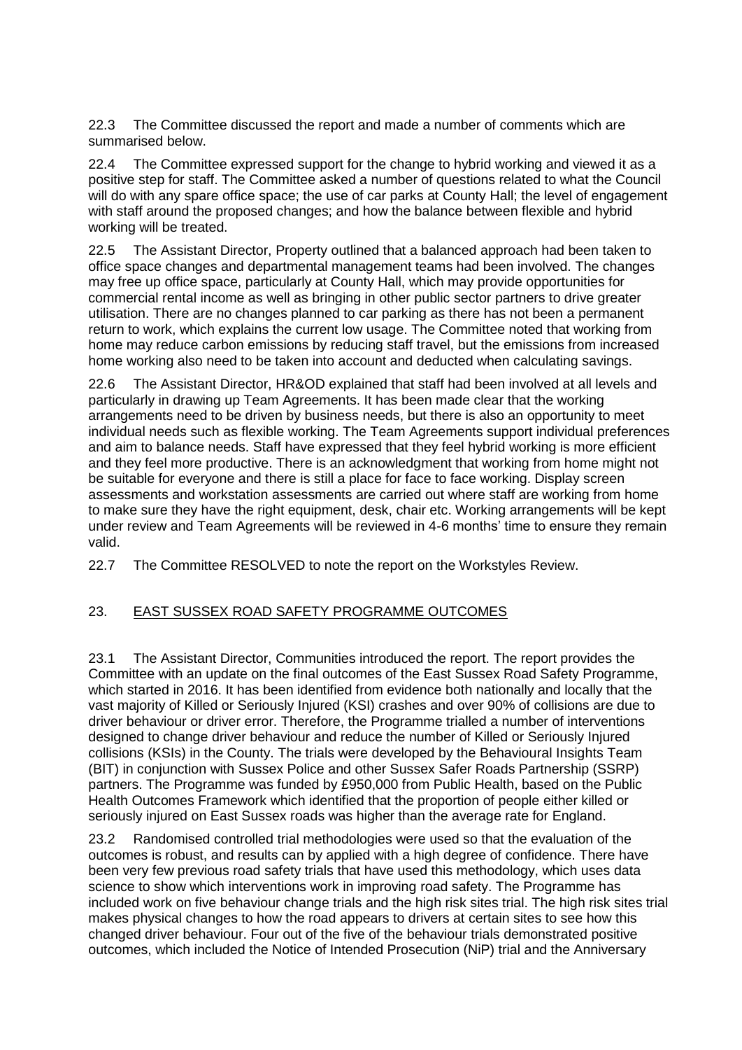22.3 The Committee discussed the report and made a number of comments which are summarised below.

22.4 The Committee expressed support for the change to hybrid working and viewed it as a positive step for staff. The Committee asked a number of questions related to what the Council will do with any spare office space; the use of car parks at County Hall; the level of engagement with staff around the proposed changes; and how the balance between flexible and hybrid working will be treated.

22.5 The Assistant Director, Property outlined that a balanced approach had been taken to office space changes and departmental management teams had been involved. The changes may free up office space, particularly at County Hall, which may provide opportunities for commercial rental income as well as bringing in other public sector partners to drive greater utilisation. There are no changes planned to car parking as there has not been a permanent return to work, which explains the current low usage. The Committee noted that working from home may reduce carbon emissions by reducing staff travel, but the emissions from increased home working also need to be taken into account and deducted when calculating savings.

22.6 The Assistant Director, HR&OD explained that staff had been involved at all levels and particularly in drawing up Team Agreements. It has been made clear that the working arrangements need to be driven by business needs, but there is also an opportunity to meet individual needs such as flexible working. The Team Agreements support individual preferences and aim to balance needs. Staff have expressed that they feel hybrid working is more efficient and they feel more productive. There is an acknowledgment that working from home might not be suitable for everyone and there is still a place for face to face working. Display screen assessments and workstation assessments are carried out where staff are working from home to make sure they have the right equipment, desk, chair etc. Working arrangements will be kept under review and Team Agreements will be reviewed in 4-6 months' time to ensure they remain valid.

22.7 The Committee RESOLVED to note the report on the Workstyles Review.

## 23. EAST SUSSEX ROAD SAFETY PROGRAMME OUTCOMES

23.1 The Assistant Director, Communities introduced the report. The report provides the Committee with an update on the final outcomes of the East Sussex Road Safety Programme, which started in 2016. It has been identified from evidence both nationally and locally that the vast majority of Killed or Seriously Injured (KSI) crashes and over 90% of collisions are due to driver behaviour or driver error. Therefore, the Programme trialled a number of interventions designed to change driver behaviour and reduce the number of Killed or Seriously Injured collisions (KSIs) in the County. The trials were developed by the Behavioural Insights Team (BIT) in conjunction with Sussex Police and other Sussex Safer Roads Partnership (SSRP) partners. The Programme was funded by £950,000 from Public Health, based on the Public Health Outcomes Framework which identified that the proportion of people either killed or seriously injured on East Sussex roads was higher than the average rate for England.

23.2 Randomised controlled trial methodologies were used so that the evaluation of the outcomes is robust, and results can by applied with a high degree of confidence. There have been very few previous road safety trials that have used this methodology, which uses data science to show which interventions work in improving road safety. The Programme has included work on five behaviour change trials and the high risk sites trial. The high risk sites trial makes physical changes to how the road appears to drivers at certain sites to see how this changed driver behaviour. Four out of the five of the behaviour trials demonstrated positive outcomes, which included the Notice of Intended Prosecution (NiP) trial and the Anniversary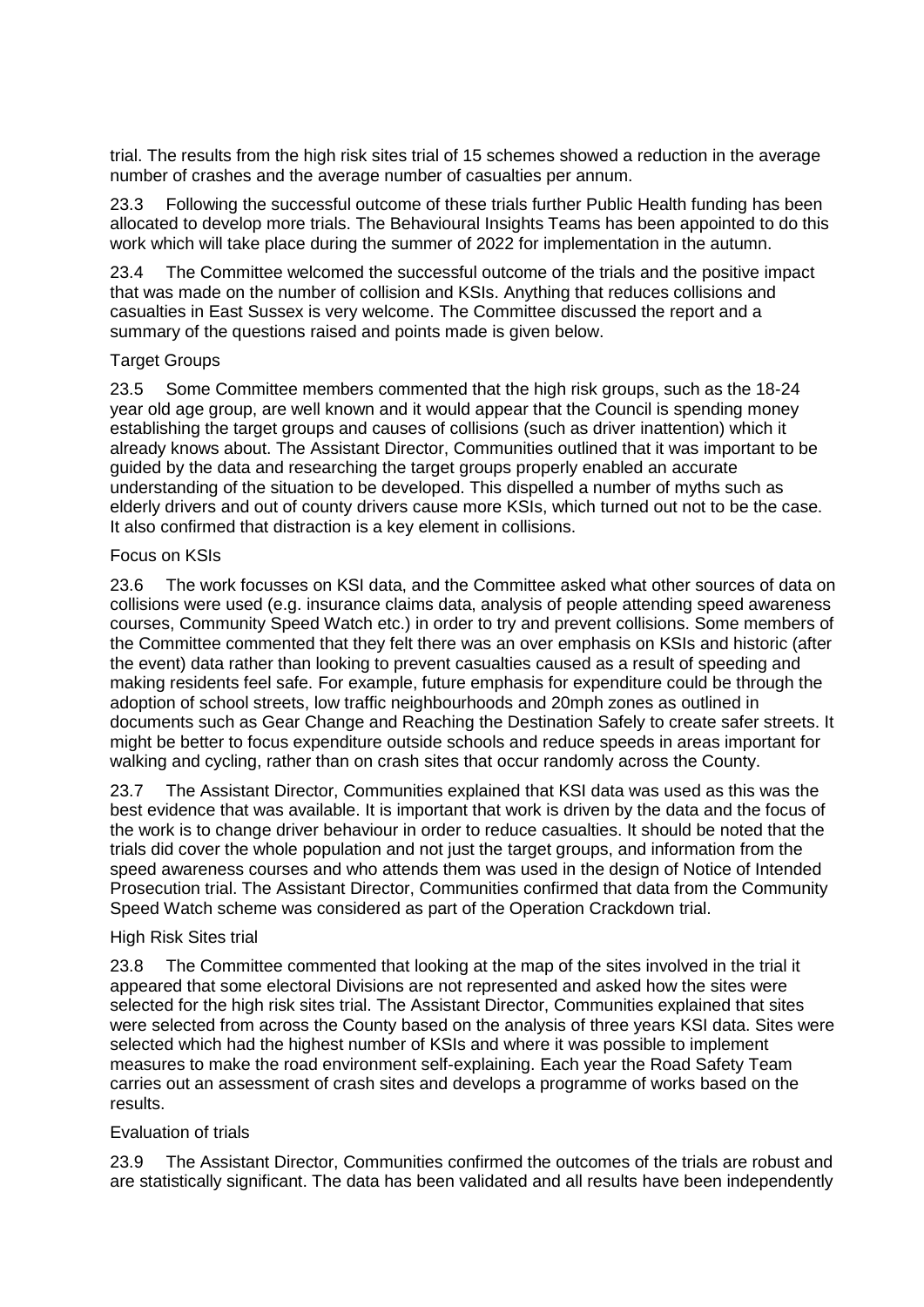trial. The results from the high risk sites trial of 15 schemes showed a reduction in the average number of crashes and the average number of casualties per annum.

23.3 Following the successful outcome of these trials further Public Health funding has been allocated to develop more trials. The Behavioural Insights Teams has been appointed to do this work which will take place during the summer of 2022 for implementation in the autumn.

23.4 The Committee welcomed the successful outcome of the trials and the positive impact that was made on the number of collision and KSIs. Anything that reduces collisions and casualties in East Sussex is very welcome. The Committee discussed the report and a summary of the questions raised and points made is given below.

Target Groups

23.5 Some Committee members commented that the high risk groups, such as the 18-24 year old age group, are well known and it would appear that the Council is spending money establishing the target groups and causes of collisions (such as driver inattention) which it already knows about. The Assistant Director, Communities outlined that it was important to be guided by the data and researching the target groups properly enabled an accurate understanding of the situation to be developed. This dispelled a number of myths such as elderly drivers and out of county drivers cause more KSIs, which turned out not to be the case. It also confirmed that distraction is a key element in collisions.

Focus on KSIs

23.6 The work focusses on KSI data, and the Committee asked what other sources of data on collisions were used (e.g. insurance claims data, analysis of people attending speed awareness courses, Community Speed Watch etc.) in order to try and prevent collisions. Some members of the Committee commented that they felt there was an over emphasis on KSIs and historic (after the event) data rather than looking to prevent casualties caused as a result of speeding and making residents feel safe. For example, future emphasis for expenditure could be through the adoption of school streets, low traffic neighbourhoods and 20mph zones as outlined in documents such as Gear Change and Reaching the Destination Safely to create safer streets. It might be better to focus expenditure outside schools and reduce speeds in areas important for walking and cycling, rather than on crash sites that occur randomly across the County.

23.7 The Assistant Director, Communities explained that KSI data was used as this was the best evidence that was available. It is important that work is driven by the data and the focus of the work is to change driver behaviour in order to reduce casualties. It should be noted that the trials did cover the whole population and not just the target groups, and information from the speed awareness courses and who attends them was used in the design of Notice of Intended Prosecution trial. The Assistant Director, Communities confirmed that data from the Community Speed Watch scheme was considered as part of the Operation Crackdown trial.

High Risk Sites trial

23.8 The Committee commented that looking at the map of the sites involved in the trial it appeared that some electoral Divisions are not represented and asked how the sites were selected for the high risk sites trial. The Assistant Director, Communities explained that sites were selected from across the County based on the analysis of three years KSI data. Sites were selected which had the highest number of KSIs and where it was possible to implement measures to make the road environment self-explaining. Each year the Road Safety Team carries out an assessment of crash sites and develops a programme of works based on the results.

Evaluation of trials

23.9 The Assistant Director, Communities confirmed the outcomes of the trials are robust and are statistically significant. The data has been validated and all results have been independently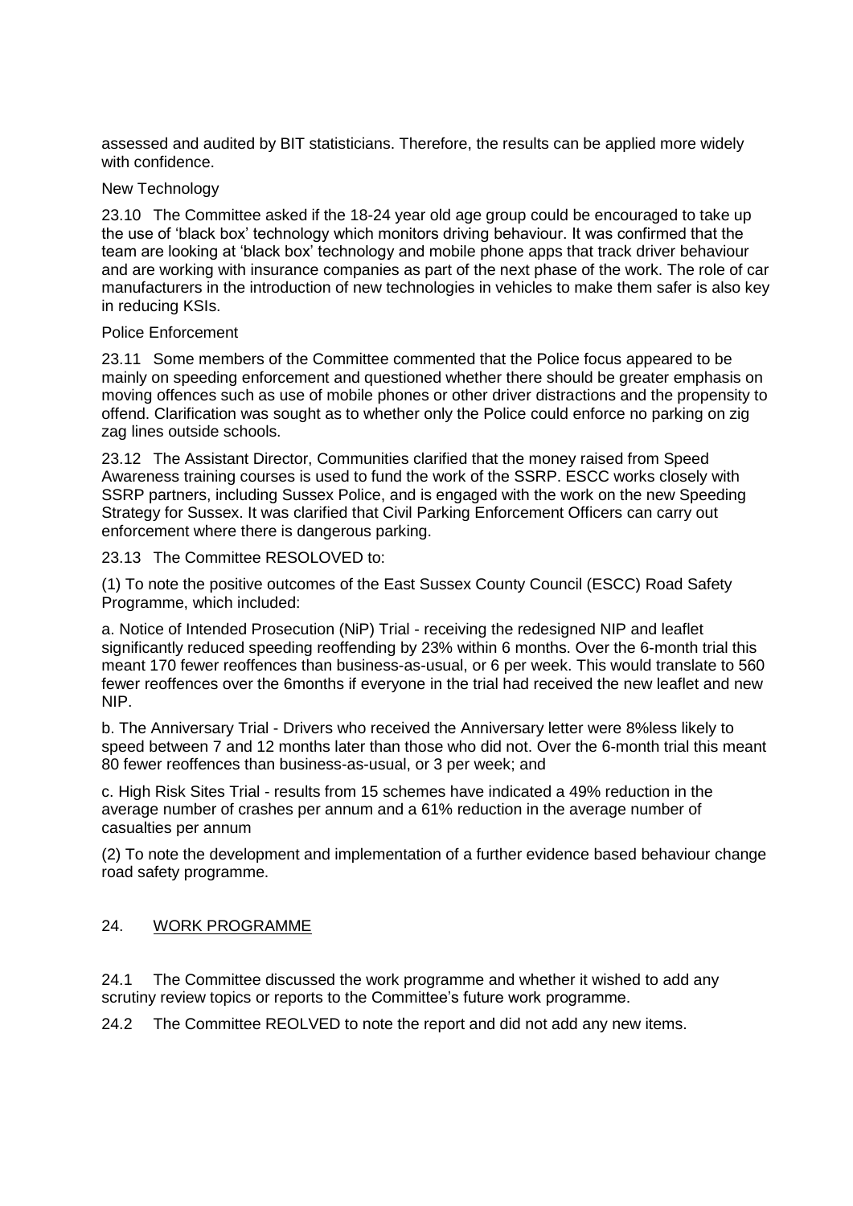assessed and audited by BIT statisticians. Therefore, the results can be applied more widely with confidence.

New Technology

23.10 The Committee asked if the 18-24 year old age group could be encouraged to take up the use of 'black box' technology which monitors driving behaviour. It was confirmed that the team are looking at 'black box' technology and mobile phone apps that track driver behaviour and are working with insurance companies as part of the next phase of the work. The role of car manufacturers in the introduction of new technologies in vehicles to make them safer is also key in reducing KSIs.

Police Enforcement

23.11 Some members of the Committee commented that the Police focus appeared to be mainly on speeding enforcement and questioned whether there should be greater emphasis on moving offences such as use of mobile phones or other driver distractions and the propensity to offend. Clarification was sought as to whether only the Police could enforce no parking on zig zag lines outside schools.

23.12 The Assistant Director, Communities clarified that the money raised from Speed Awareness training courses is used to fund the work of the SSRP. ESCC works closely with SSRP partners, including Sussex Police, and is engaged with the work on the new Speeding Strategy for Sussex. It was clarified that Civil Parking Enforcement Officers can carry out enforcement where there is dangerous parking.

23.13 The Committee RESOLOVED to:

(1) To note the positive outcomes of the East Sussex County Council (ESCC) Road Safety Programme, which included:

a. Notice of Intended Prosecution (NiP) Trial - receiving the redesigned NIP and leaflet significantly reduced speeding reoffending by 23% within 6 months. Over the 6-month trial this meant 170 fewer reoffences than business-as-usual, or 6 per week. This would translate to 560 fewer reoffences over the 6months if everyone in the trial had received the new leaflet and new NIP.

b. The Anniversary Trial - Drivers who received the Anniversary letter were 8%less likely to speed between 7 and 12 months later than those who did not. Over the 6-month trial this meant 80 fewer reoffences than business-as-usual, or 3 per week; and

c. High Risk Sites Trial - results from 15 schemes have indicated a 49% reduction in the average number of crashes per annum and a 61% reduction in the average number of casualties per annum

(2) To note the development and implementation of a further evidence based behaviour change road safety programme.

## 24. WORK PROGRAMME

24.1 The Committee discussed the work programme and whether it wished to add any scrutiny review topics or reports to the Committee's future work programme.

24.2 The Committee REOLVED to note the report and did not add any new items.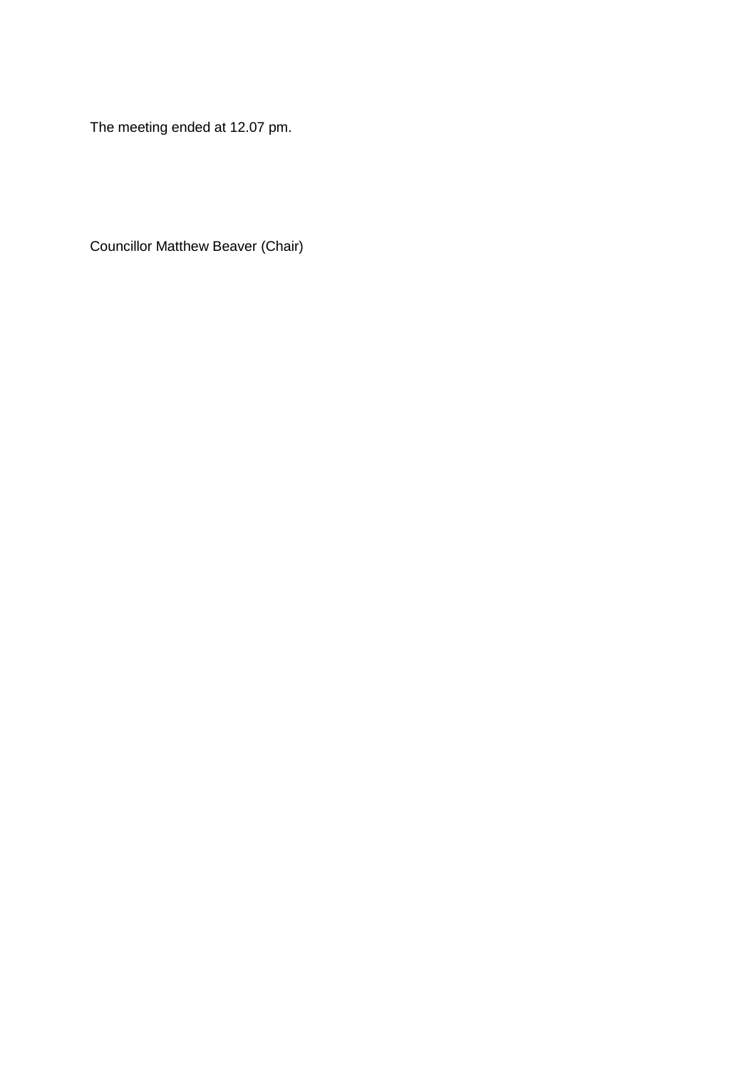The meeting ended at 12.07 pm.

Councillor Matthew Beaver (Chair)